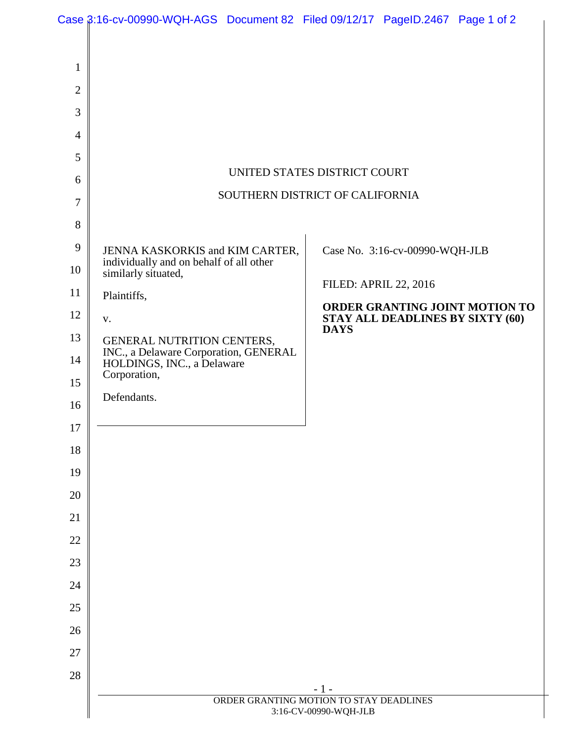UNITED STATES DISTRICT COURT

SOUTHERN DISTRICT OF CALIFORNIA

JENNA KASKORKIS and KIM CARTER, individually and on behalf of all other similarly situated,

Plaintiffs,

v.

GENERAL NUTRITION CENTERS, INC., a Delaware Corporation, GENERAL HOLDINGS, INC., a Delaware Corporation,

Defendants.

Case No. 3:16-cv-00990-WQH-JLB

FILED: APRIL 22, 2016

**ORDER GRANTING JOINT MOTION TO STAY ALL DEADLINES BY SIXTY (60) DAYS**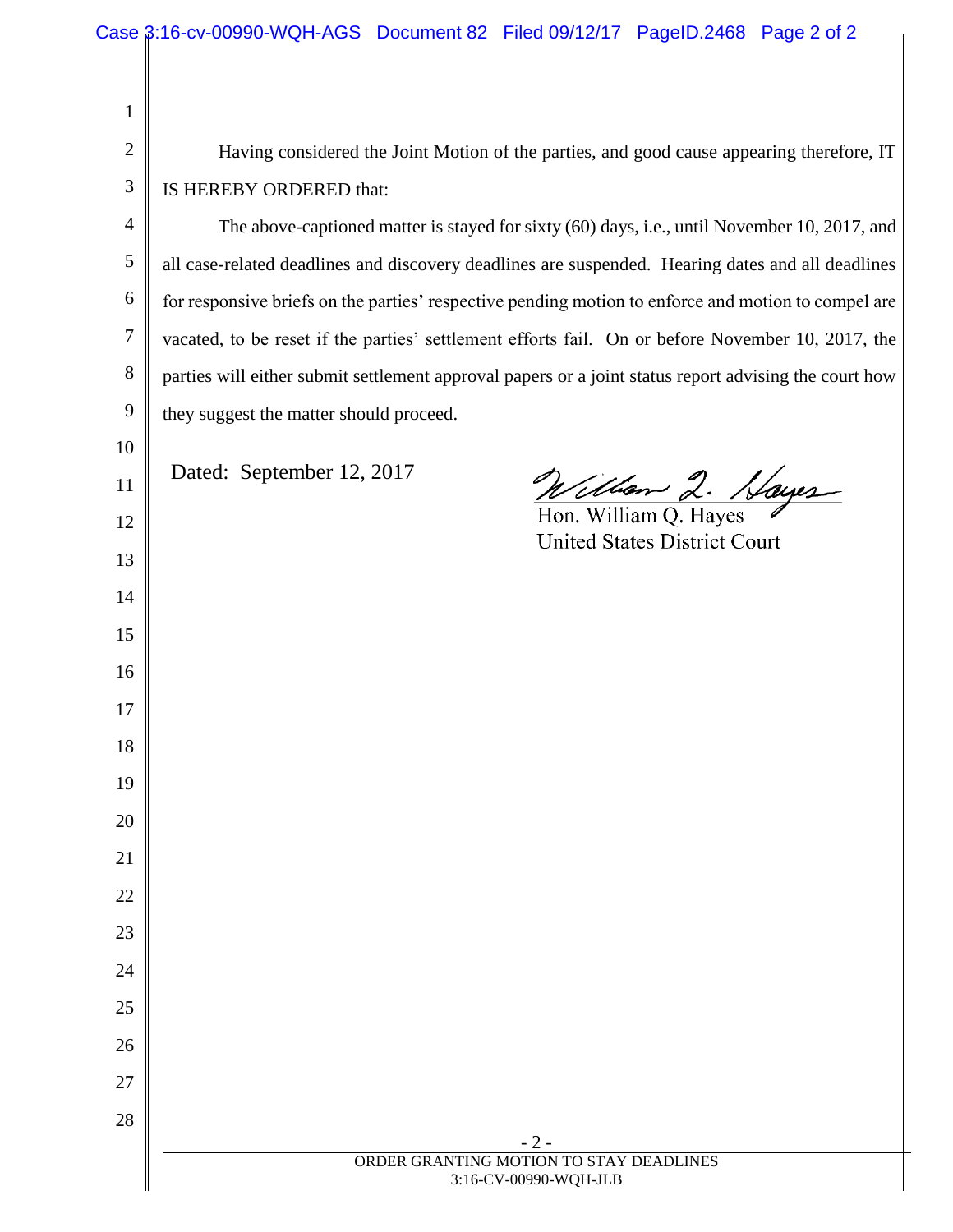Having considered the Joint Motion of the parties, and good cause appearing therefore, IT IS HEREBY ORDERED that:

The above-captioned matter is stayed for sixty (60) days, i.e., until November 10, 2017, and all case-related deadlines and discovery deadlines are suspended. Hearing dates and all deadlines for responsive briefs on the parties' respective pending motion to enforce and motion to compel are vacated, to be reset if the parties' settlement efforts fail. On or before November 10, 2017, the parties will either submit settlement approval papers or a joint status report advising the court how they suggest the matter should proceed.

Dated: September 12, 2017

Hon. William Q. Hayes
United States District Court

ORDER GRANTING MOTION TO STAY DEADLINES
3:16-CV-00990-WQH-JLB